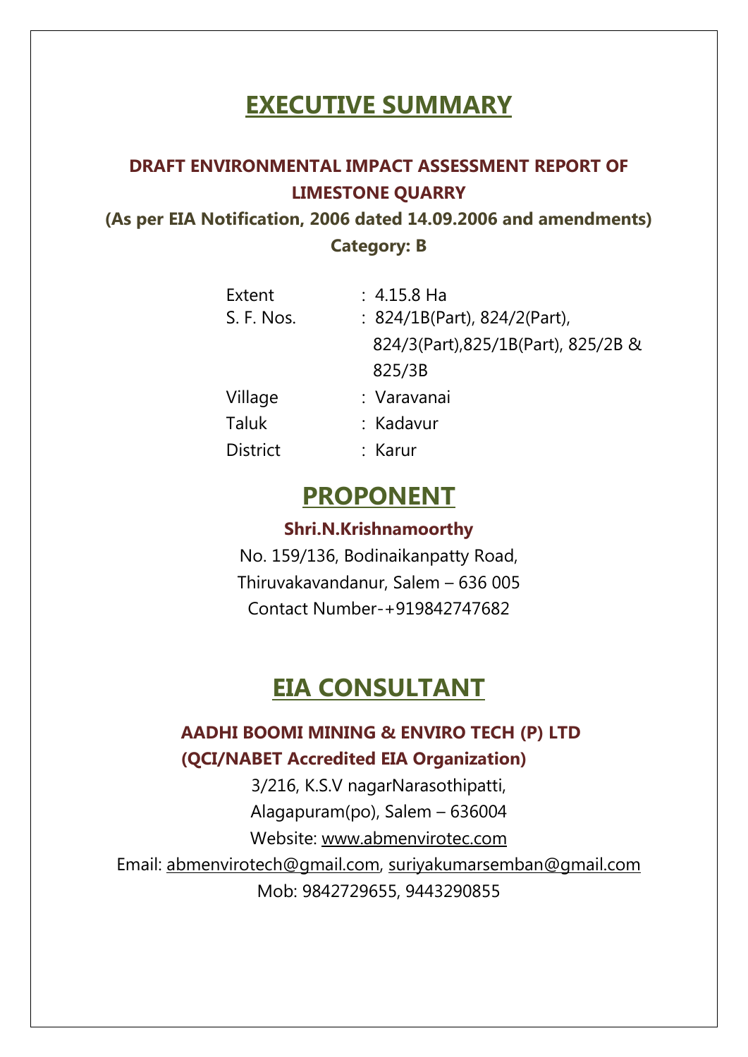# EXECUTIVE SUMMARY

**DRAFT ENVIRONMENTAL IMPACT ASSESSMENT REPORT OF LIMESTONE QUARRY**

**(As per EIA Notification, 2006 dated 14.09.2006 and amendments)**

**Category: B**

| | |
|---|---|
| Extent | : 4.15.8 Ha |
| S. F. Nos. | : 824/1B(Part), 824/2(Part), 824/3(Part),825/1B(Part), 825/2B & 825/3B |
| Village | : Varavanai |
| Taluk | : Kadavur |
| District | : Karur |

## PROPONENT

**Shri.N.Krishnamoorthy**

No. 159/136, Bodinaikanpatty Road,

Thiruvakavandanur, Salem – 636 005

Contact Number-+919842747682

## EIA CONSULTANT

**AADHI BOOMI MINING & ENVIRO TECH (P) LTD**

**(QCI/NABET Accredited EIA Organization)**

3/216, K.S.V nagarNarasothipatti,

Alagapuram(po), Salem – 636004

Website: www.abmenvirotec.com

Email: abmenvirotech@gmail.com, suriyakumarsemban@gmail.com

Mob: 9842729655, 9443290855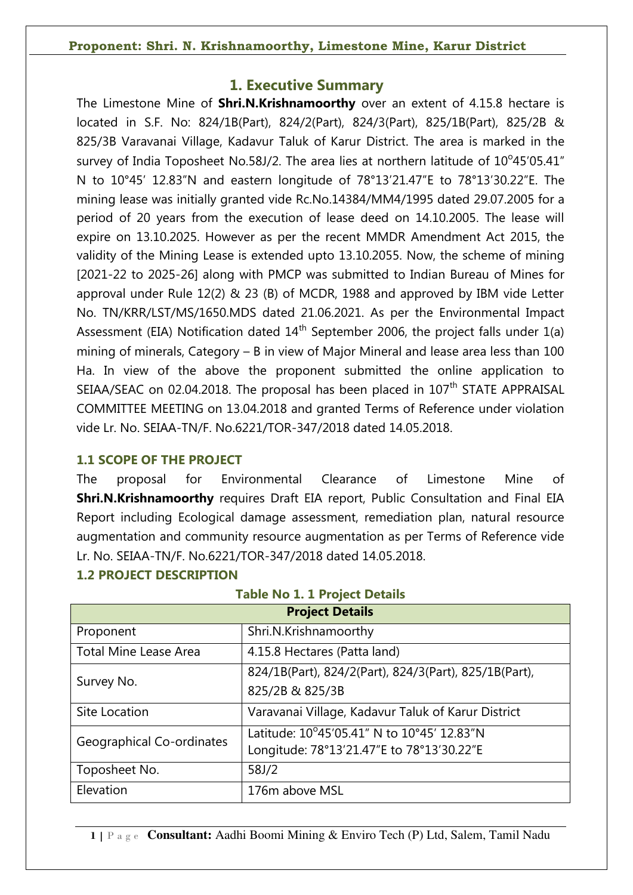# 1. Executive Summary

The Limestone Mine of **Shri.N.Krishnamoorthy** over an extent of 4.15.8 hectare is located in S.F. No: 824/1B(Part), 824/2(Part), 824/3(Part), 825/1B(Part), 825/2B & 825/3B Varavanai Village, Kadavur Taluk of Karur District. The area is marked in the survey of India Toposheet No.58J/2. The area lies at northern latitude of 10°45'05.41" N to 10°45' 12.83"N and eastern longitude of 78°13'21.47"E to 78°13'30.22"E. The mining lease was initially granted vide Rc.No.14384/MM4/1995 dated 29.07.2005 for a period of 20 years from the execution of lease deed on 14.10.2005. The lease will expire on 13.10.2025. However as per the recent MMDR Amendment Act 2015, the validity of the Mining Lease is extended upto 13.10.2055. Now, the scheme of mining [2021-22 to 2025-26] along with PMCP was submitted to Indian Bureau of Mines for approval under Rule 12(2) & 23 (B) of MCDR, 1988 and approved by IBM vide Letter No. TN/KRR/LST/MS/1650.MDS dated 21.06.2021. As per the Environmental Impact Assessment (EIA) Notification dated 14th September 2006, the project falls under 1(a) mining of minerals, Category – B in view of Major Mineral and lease area less than 100 Ha. In view of the above the proponent submitted the online application to SEIAA/SEAC on 02.04.2018. The proposal has been placed in 107th STATE APPRAISAL COMMITTEE MEETING on 13.04.2018 and granted Terms of Reference under violation vide Lr. No. SEIAA-TN/F. No.6221/TOR-347/2018 dated 14.05.2018.

## 1.1 SCOPE OF THE PROJECT

The proposal for Environmental Clearance of Limestone Mine of **Shri.N.Krishnamoorthy** requires Draft EIA report, Public Consultation and Final EIA Report including Ecological damage assessment, remediation plan, natural resource augmentation and community resource augmentation as per Terms of Reference vide Lr. No. SEIAA-TN/F. No.6221/TOR-347/2018 dated 14.05.2018.

## 1.2 PROJECT DESCRIPTION

**Table No 1. 1 Project Details**

| Project Details | |
|---|---|
| Proponent | Shri.N.Krishnamoorthy |
| Total Mine Lease Area | 4.15.8 Hectares (Patta land) |
| Survey No. | 824/1B(Part), 824/2(Part), 824/3(Part), 825/1B(Part), 825/2B & 825/3B |
| Site Location | Varavanai Village, Kadavur Taluk of Karur District |
| Geographical Co-ordinates | Latitude: 10°45'05.41" N to 10°45' 12.83"N<br>Longitude: 78°13'21.47"E to 78°13'30.22"E |
| Toposheet No. | 58J/2 |
| Elevation | 176m above MSL |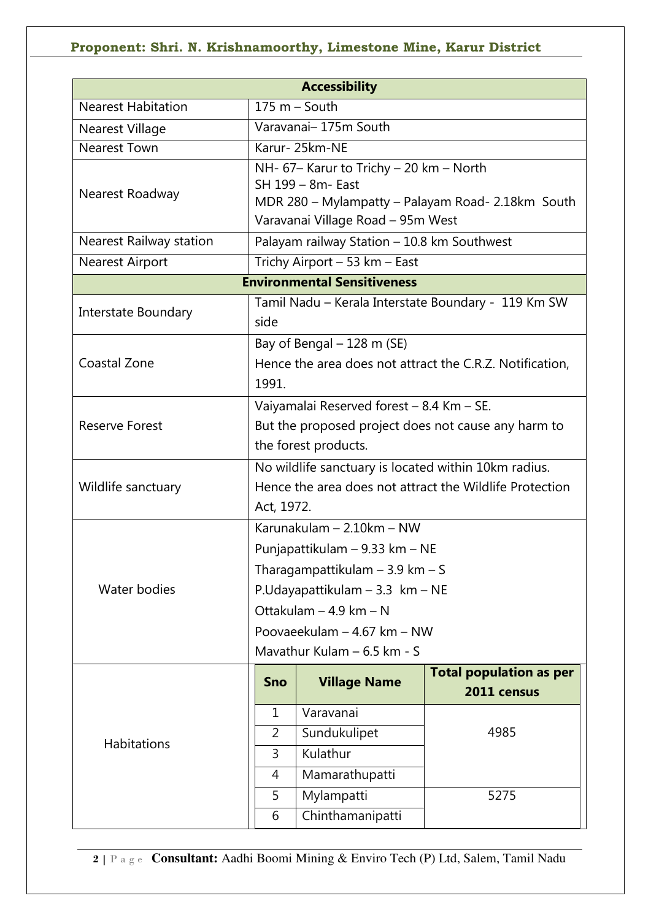| Accessibility | |
|---|---|
| Nearest Habitation | 175 m – South |
| Nearest Village | Varavanai– 175m South |
| Nearest Town | Karur- 25km-NE |
| Nearest Roadway | NH- 67– Karur to Trichy – 20 km – North<br>SH 199 – 8m- East<br>MDR 280 – Mylampatty – Palayam Road- 2.18km South<br>Varavanai Village Road – 95m West |
| Nearest Railway station | Palayam railway Station – 10.8 km Southwest |
| Nearest Airport | Trichy Airport – 53 km – East |
| **Environmental Sensitiveness** | |
| Interstate Boundary | Tamil Nadu – Kerala Interstate Boundary - 119 Km SW side |
| Coastal Zone | Bay of Bengal – 128 m (SE)<br>Hence the area does not attract the C.R.Z. Notification, 1991. |
| Reserve Forest | Vaiyamalai Reserved forest – 8.4 Km – SE.<br>But the proposed project does not cause any harm to the forest products. |
| Wildlife sanctuary | No wildlife sanctuary is located within 10km radius.<br>Hence the area does not attract the Wildlife Protection Act, 1972. |
| Water bodies | Karunakulam – 2.10km – NW<br>Punjapattikulam – 9.33 km – NE<br>Tharagampattikulam – 3.9 km – S<br>P.Udayapattikulam – 3.3 km – NE<br>Ottakulam – 4.9 km – N<br>Poovaeekulam – 4.67 km – NW<br>Mavathur Kulam – 6.5 km - S |

Habitations

| Sno | Village Name | Total population as per 2011 census |
|---|---|---|
| 1 | Varavanai | 4985 |
| 2 | Sundukulipet | |
| 3 | Kulathur | |
| 4 | Mamarathupatti | |
| 5 | Mylampatti | 5275 |
| 6 | Chinthamanipatti | |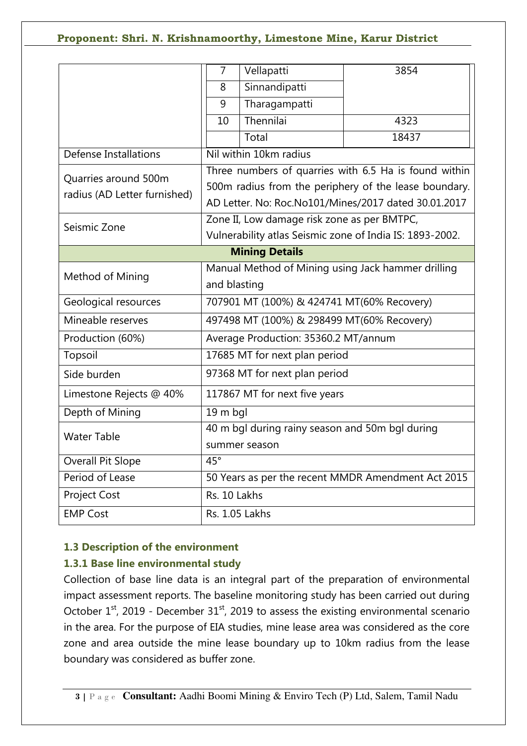| | | | |
|---|---|---|---|
| | 7 | Vellapatti | 3854 |
| | 8 | Sinnandipatti | |
| | 9 | Tharagampatti | |
| | 10 | Thennilai | 4323 |
| | | Total | 18437 |
| Defense Installations | Nil within 10km radius | | |
| Quarries around 500m radius (AD Letter furnished) | Three numbers of quarries with 6.5 Ha is found within 500m radius from the periphery of the lease boundary. AD Letter. No: Roc.No101/Mines/2017 dated 30.01.2017 | | |
| Seismic Zone | Zone II, Low damage risk zone as per BMTPC, Vulnerability atlas Seismic zone of India IS: 1893-2002. | | |
| **Mining Details** | | | |
| Method of Mining | Manual Method of Mining using Jack hammer drilling and blasting | | |
| Geological resources | 707901 MT (100%) & 424741 MT(60% Recovery) | | |
| Mineable reserves | 497498 MT (100%) & 298499 MT(60% Recovery) | | |
| Production (60%) | Average Production: 35360.2 MT/annum | | |
| Topsoil | 17685 MT for next plan period | | |
| Side burden | 97368 MT for next plan period | | |
| Limestone Rejects @ 40% | 117867 MT for next five years | | |
| Depth of Mining | 19 m bgl | | |
| Water Table | 40 m bgl during rainy season and 50m bgl during summer season | | |
| Overall Pit Slope | 45° | | |
| Period of Lease | 50 Years as per the recent MMDR Amendment Act 2015 | | |
| Project Cost | Rs. 10 Lakhs | | |
| EMP Cost | Rs. 1.05 Lakhs | | |

### 1.3 Description of the environment

#### 1.3.1 Base line environmental study

Collection of base line data is an integral part of the preparation of environmental impact assessment reports. The baseline monitoring study has been carried out during October 1st, 2019 - December 31st, 2019 to assess the existing environmental scenario in the area. For the purpose of EIA studies, mine lease area was considered as the core zone and area outside the mine lease boundary up to 10km radius from the lease boundary was considered as buffer zone.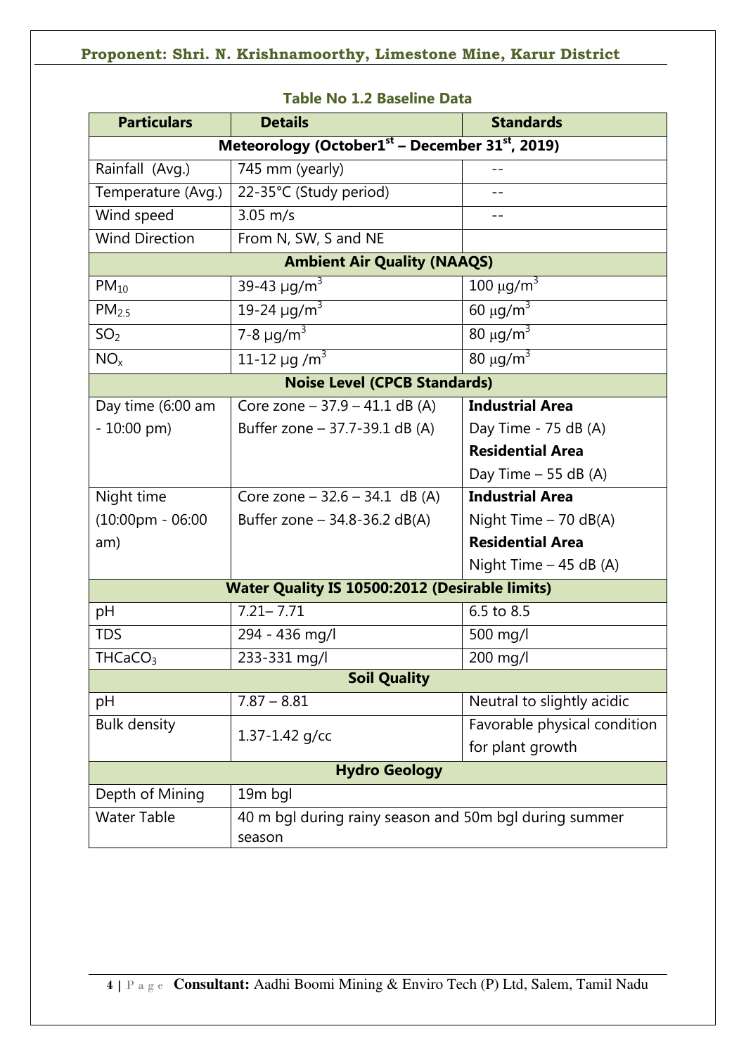**Table No 1.2 Baseline Data**

| Particulars | Details | Standards |
|---|---|---|
| **Meteorology (October1[st] – December 31[st], 2019)** | | |
| Rainfall (Avg.) | 745 mm (yearly) | -- |
| Temperature (Avg.) | 22-35°C (Study period) | -- |
| Wind speed | 3.05 m/s | -- |
| Wind Direction | From N, SW, S and NE | |
| **Ambient Air Quality (NAAQS)** | | |
| $PM_{10}$ | 39-43 μg/$m^3$ | 100 μg/$m^3$ |
| $PM_{2.5}$ | 19-24 μg/$m^3$ | 60 μg/$m^3$ |
| $SO_2$ | 7-8 μg/$m^3$ | 80 μg/$m^3$ |
| $NO_x$ | 11-12 μg /$m^3$ | 80 μg/$m^3$ |
| **Noise Level (CPCB Standards)** | | |
| Day time (6:00 am - 10:00 pm) | Core zone – 37.9 – 41.1 dB (A)<br>Buffer zone – 37.7-39.1 dB (A) | **Industrial Area**<br>Day Time - 75 dB (A)<br>**Residential Area**<br>Day Time – 55 dB (A) |
| Night time (10:00pm - 06:00 am) | Core zone – 32.6 – 34.1 dB (A)<br>Buffer zone – 34.8-36.2 dB(A) | **Industrial Area**<br>Night Time – 70 dB(A)<br>**Residential Area**<br>Night Time – 45 dB (A) |
| **Water Quality IS 10500:2012 (Desirable limits)** | | |
| pH | 7.21– 7.71 | 6.5 to 8.5 |
| TDS | 294 - 436 mg/l | 500 mg/l |
| $THCaCO_3$ | 233-331 mg/l | 200 mg/l |
| **Soil Quality** | | |
| pH | 7.87 – 8.81 | Neutral to slightly acidic |
| Bulk density | 1.37-1.42 g/cc | Favorable physical condition for plant growth |
| **Hydro Geology** | | |
| Depth of Mining | 19m bgl | |
| Water Table | 40 m bgl during rainy season and 50m bgl during summer season | |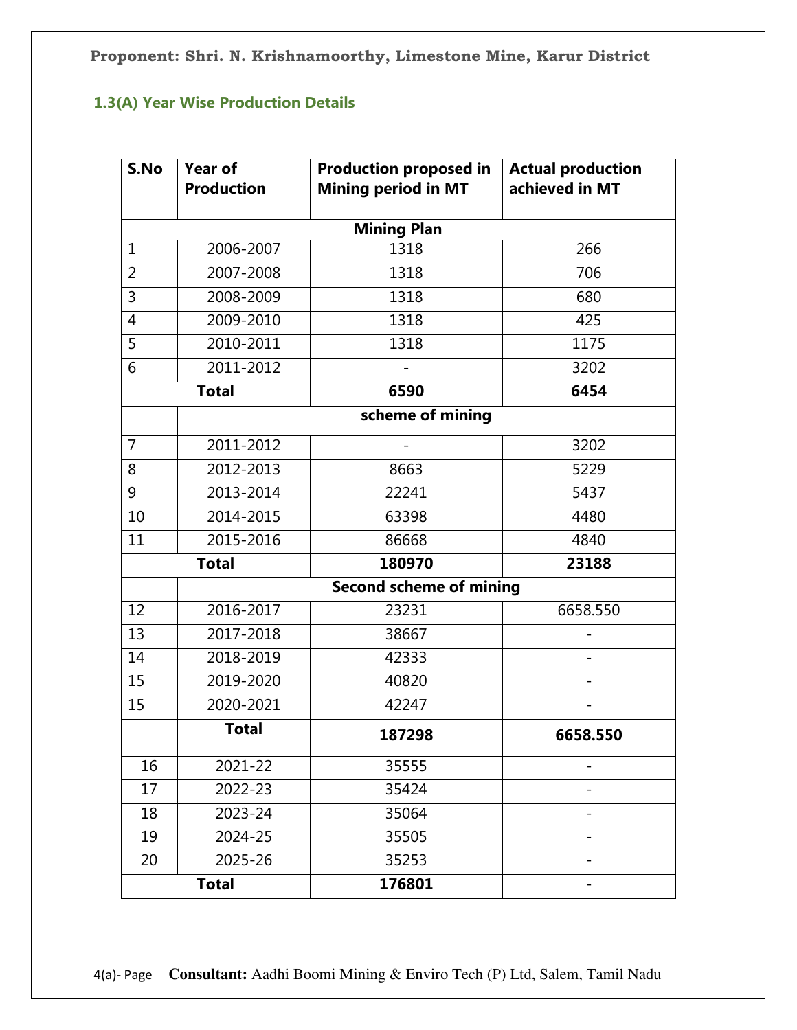## 1.3(A) Year Wise Production Details

| S.No | Year of Production | Production proposed in Mining period in MT | Actual production achieved in MT |
|---|---|---|---|
| | | **Mining Plan** | |
| 1 | 2006-2007 | 1318 | 266 |
| 2 | 2007-2008 | 1318 | 706 |
| 3 | 2008-2009 | 1318 | 680 |
| 4 | 2009-2010 | 1318 | 425 |
| 5 | 2010-2011 | 1318 | 1175 |
| 6 | 2011-2012 | - | 3202 |
| | **Total** | **6590** | **6454** |
| | | **scheme of mining** | |
| 7 | 2011-2012 | - | 3202 |
| 8 | 2012-2013 | 8663 | 5229 |
| 9 | 2013-2014 | 22241 | 5437 |
| 10 | 2014-2015 | 63398 | 4480 |
| 11 | 2015-2016 | 86668 | 4840 |
| | **Total** | **180970** | **23188** |
| | | **Second scheme of mining** | |
| 12 | 2016-2017 | 23231 | 6658.550 |
| 13 | 2017-2018 | 38667 | - |
| 14 | 2018-2019 | 42333 | - |
| 15 | 2019-2020 | 40820 | - |
| 15 | 2020-2021 | 42247 | - |
| | **Total** | **187298** | **6658.550** |
| 16 | 2021-22 | 35555 | - |
| 17 | 2022-23 | 35424 | - |
| 18 | 2023-24 | 35064 | - |
| 19 | 2024-25 | 35505 | - |
| 20 | 2025-26 | 35253 | - |
| | **Total** | **176801** | - |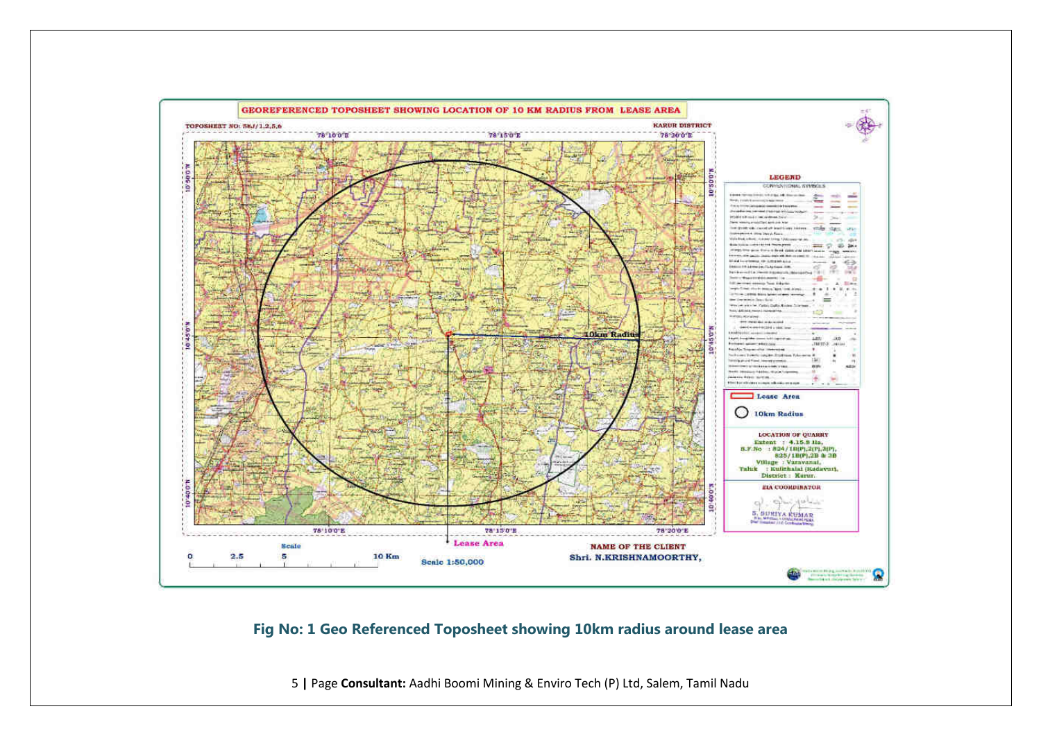GEOREFERENCED TOPOSHEET SHOWING LOCATION OF 10 KM RADIUS FROM LEASE AREA

TOPOSHEET NO: 58J/1,2,5,6

KARUR DISTRICT

LEGEND

Lease Area

10km Radius

LOCATION OF QUARRY
Extent : 4.15.5 Ha,
S.F.No : 824/1B(P),2(P),3(P), 825/1B(P),2B & 3B
Village : Varavanai,
Taluk : Kulithalai (Kadavur),
District : Karur.

EIA COORDINATOR

S. SURIYA KUMAR

Scale 1:50,000

NAME OF THE CLIENT
Shri. N.KRISHNAMOORTHY,

**Fig No: 1 Geo Referenced Toposheet showing 10km radius around lease area**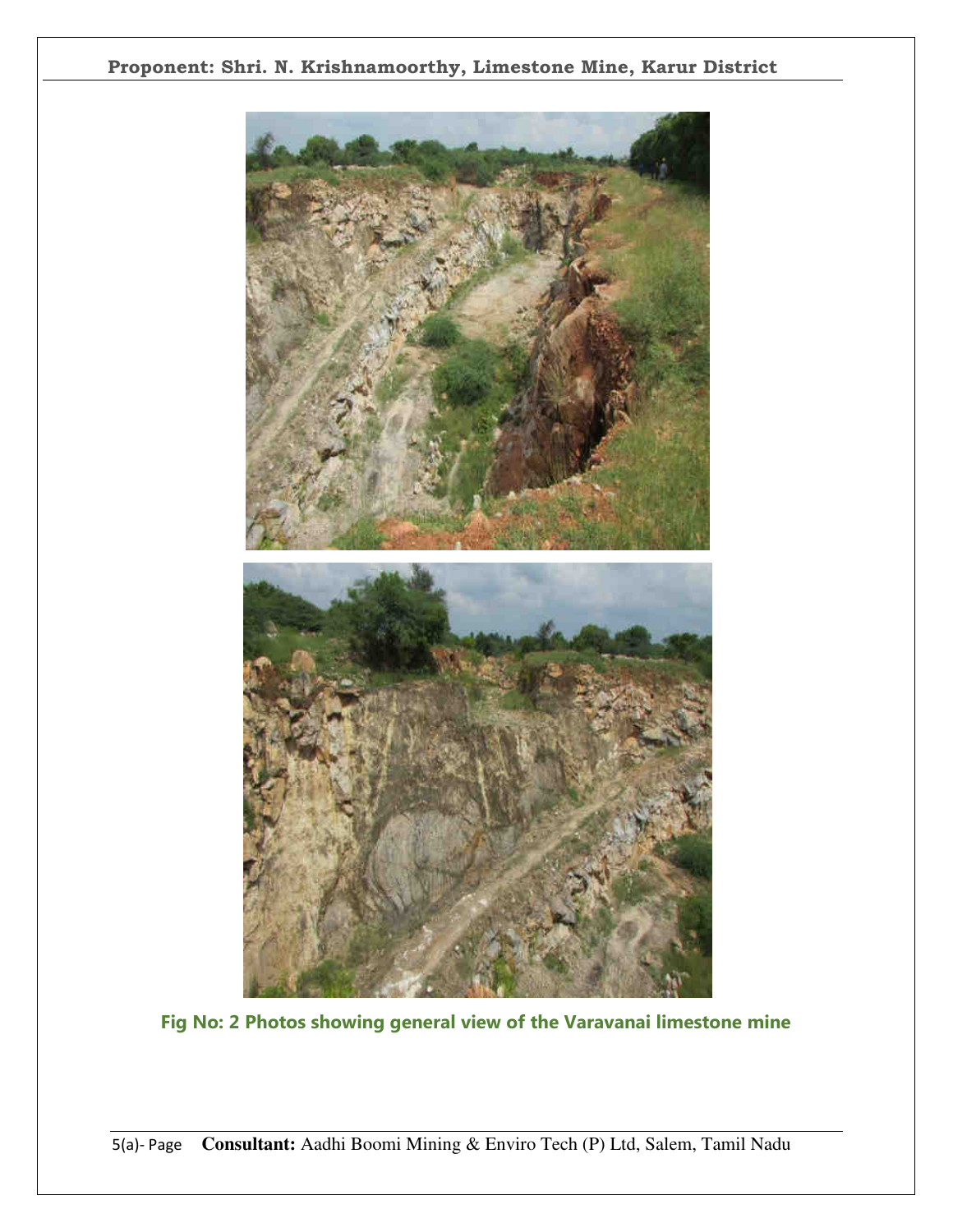Fig No: 2 Photos showing general view of the Varavanai limestone mine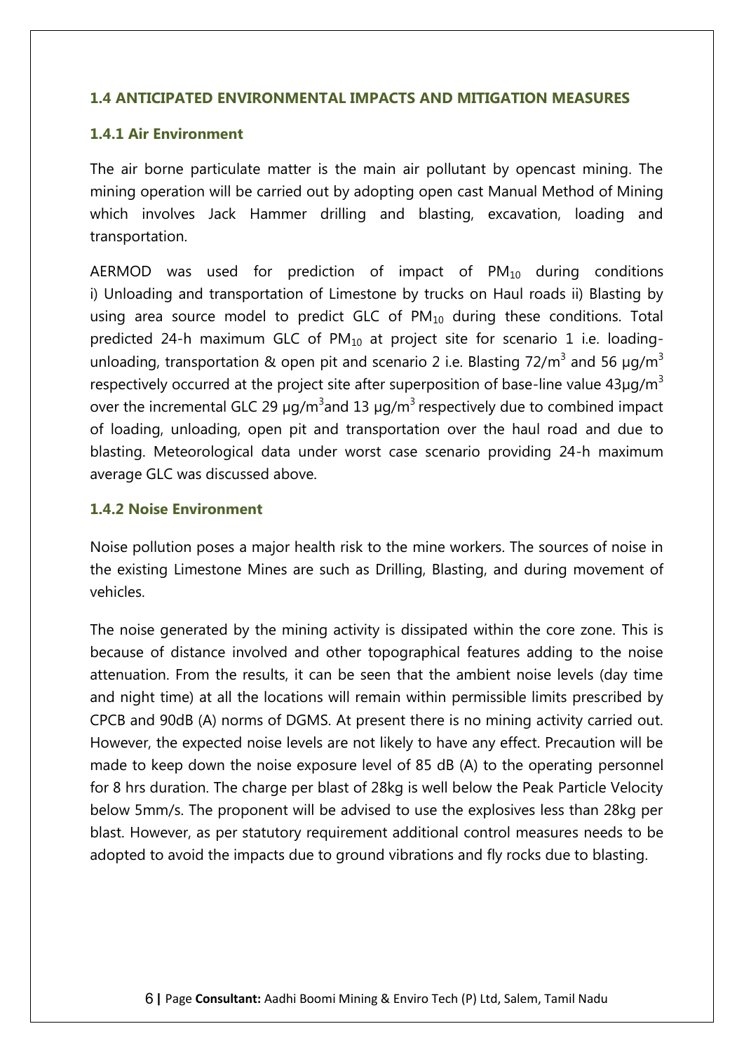## 1.4 ANTICIPATED ENVIRONMENTAL IMPACTS AND MITIGATION MEASURES

### 1.4.1 Air Environment

The air borne particulate matter is the main air pollutant by opencast mining. The mining operation will be carried out by adopting open cast Manual Method of Mining which involves Jack Hammer drilling and blasting, excavation, loading and transportation.

AERMOD was used for prediction of impact of $PM_{10}$ during conditions i) Unloading and transportation of Limestone by trucks on Haul roads ii) Blasting by using area source model to predict GLC of $PM_{10}$ during these conditions. Total predicted 24-h maximum GLC of $PM_{10}$ at project site for scenario 1 i.e. loading-unloading, transportation & open pit and scenario 2 i.e. Blasting 72/$m^3$ and 56 µg/$m^3$ respectively occurred at the project site after superposition of base-line value 43µg/$m^3$ over the incremental GLC 29 µg/$m^3$and 13 µg/$m^3$ respectively due to combined impact of loading, unloading, open pit and transportation over the haul road and due to blasting. Meteorological data under worst case scenario providing 24-h maximum average GLC was discussed above.

### 1.4.2 Noise Environment

Noise pollution poses a major health risk to the mine workers. The sources of noise in the existing Limestone Mines are such as Drilling, Blasting, and during movement of vehicles.

The noise generated by the mining activity is dissipated within the core zone. This is because of distance involved and other topographical features adding to the noise attenuation. From the results, it can be seen that the ambient noise levels (day time and night time) at all the locations will remain within permissible limits prescribed by CPCB and 90dB (A) norms of DGMS. At present there is no mining activity carried out. However, the expected noise levels are not likely to have any effect. Precaution will be made to keep down the noise exposure level of 85 dB (A) to the operating personnel for 8 hrs duration. The charge per blast of 28kg is well below the Peak Particle Velocity below 5mm/s. The proponent will be advised to use the explosives less than 28kg per blast. However, as per statutory requirement additional control measures needs to be adopted to avoid the impacts due to ground vibrations and fly rocks due to blasting.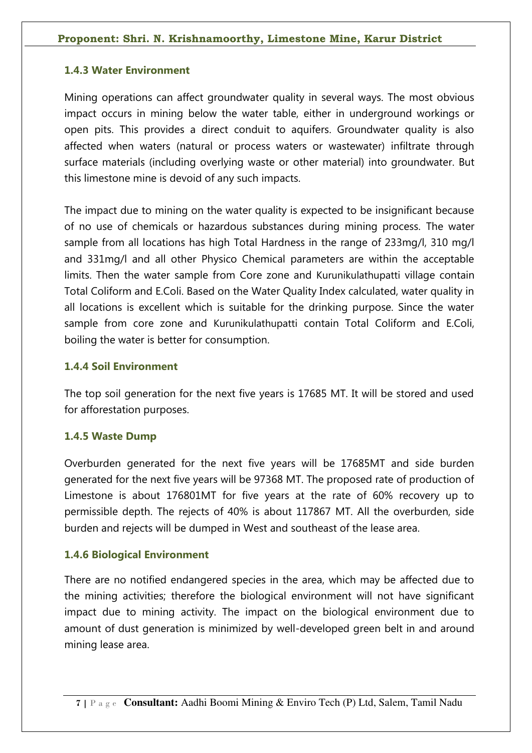### 1.4.3 Water Environment

Mining operations can affect groundwater quality in several ways. The most obvious impact occurs in mining below the water table, either in underground workings or open pits. This provides a direct conduit to aquifers. Groundwater quality is also affected when waters (natural or process waters or wastewater) infiltrate through surface materials (including overlying waste or other material) into groundwater. But this limestone mine is devoid of any such impacts.

The impact due to mining on the water quality is expected to be insignificant because of no use of chemicals or hazardous substances during mining process. The water sample from all locations has high Total Hardness in the range of 233mg/l, 310 mg/l and 331mg/l and all other Physico Chemical parameters are within the acceptable limits. Then the water sample from Core zone and Kurunikulathupatti village contain Total Coliform and E.Coli. Based on the Water Quality Index calculated, water quality in all locations is excellent which is suitable for the drinking purpose. Since the water sample from core zone and Kurunikulathupatti contain Total Coliform and E.Coli, boiling the water is better for consumption.

### 1.4.4 Soil Environment

The top soil generation for the next five years is 17685 MT. It will be stored and used for afforestation purposes.

### 1.4.5 Waste Dump

Overburden generated for the next five years will be 17685MT and side burden generated for the next five years will be 97368 MT. The proposed rate of production of Limestone is about 176801MT for five years at the rate of 60% recovery up to permissible depth. The rejects of 40% is about 117867 MT. All the overburden, side burden and rejects will be dumped in West and southeast of the lease area.

### 1.4.6 Biological Environment

There are no notified endangered species in the area, which may be affected due to the mining activities; therefore the biological environment will not have significant impact due to mining activity. The impact on the biological environment due to amount of dust generation is minimized by well-developed green belt in and around mining lease area.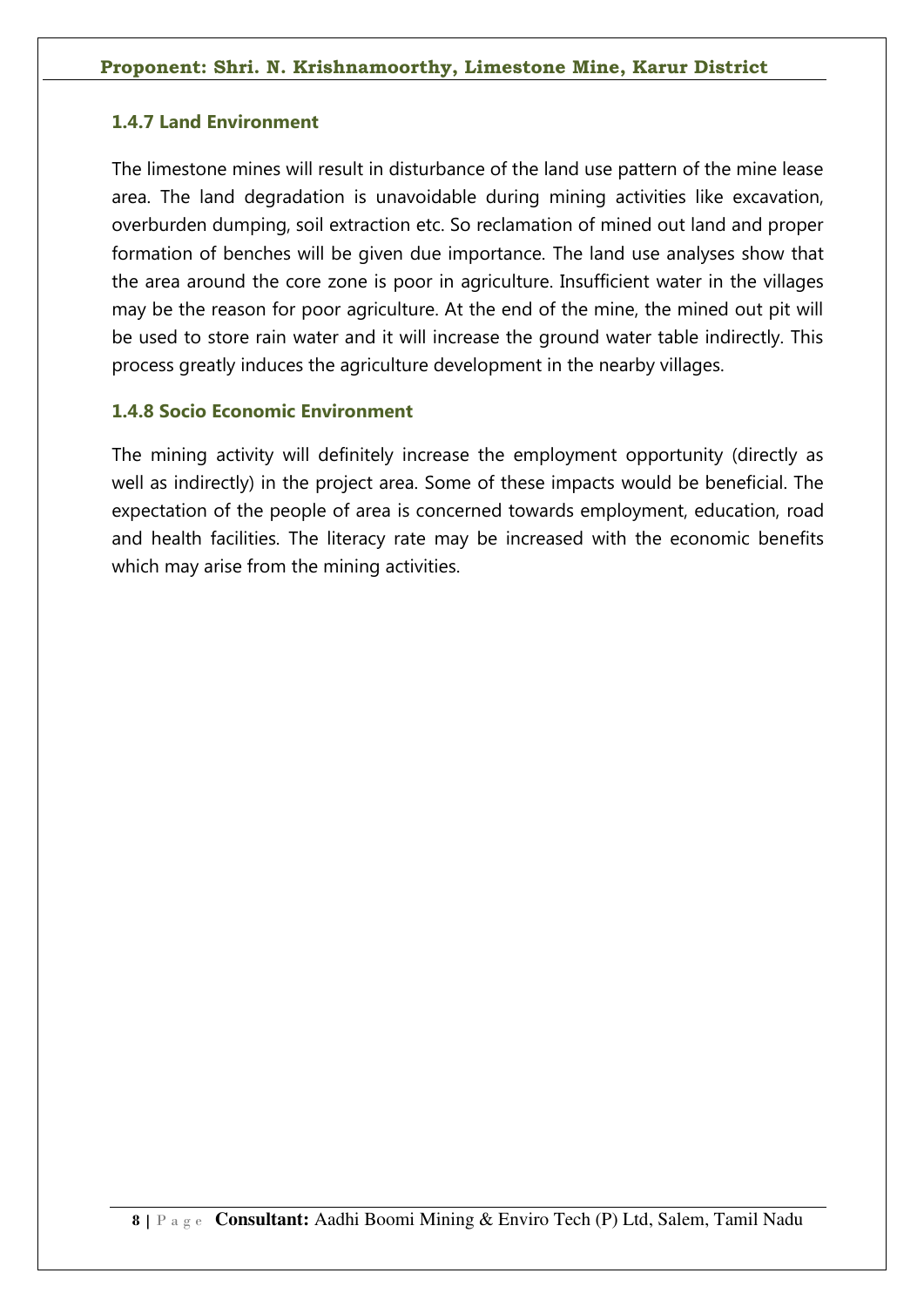### 1.4.7 Land Environment

The limestone mines will result in disturbance of the land use pattern of the mine lease area. The land degradation is unavoidable during mining activities like excavation, overburden dumping, soil extraction etc. So reclamation of mined out land and proper formation of benches will be given due importance. The land use analyses show that the area around the core zone is poor in agriculture. Insufficient water in the villages may be the reason for poor agriculture. At the end of the mine, the mined out pit will be used to store rain water and it will increase the ground water table indirectly. This process greatly induces the agriculture development in the nearby villages.

### 1.4.8 Socio Economic Environment

The mining activity will definitely increase the employment opportunity (directly as well as indirectly) in the project area. Some of these impacts would be beneficial. The expectation of the people of area is concerned towards employment, education, road and health facilities. The literacy rate may be increased with the economic benefits which may arise from the mining activities.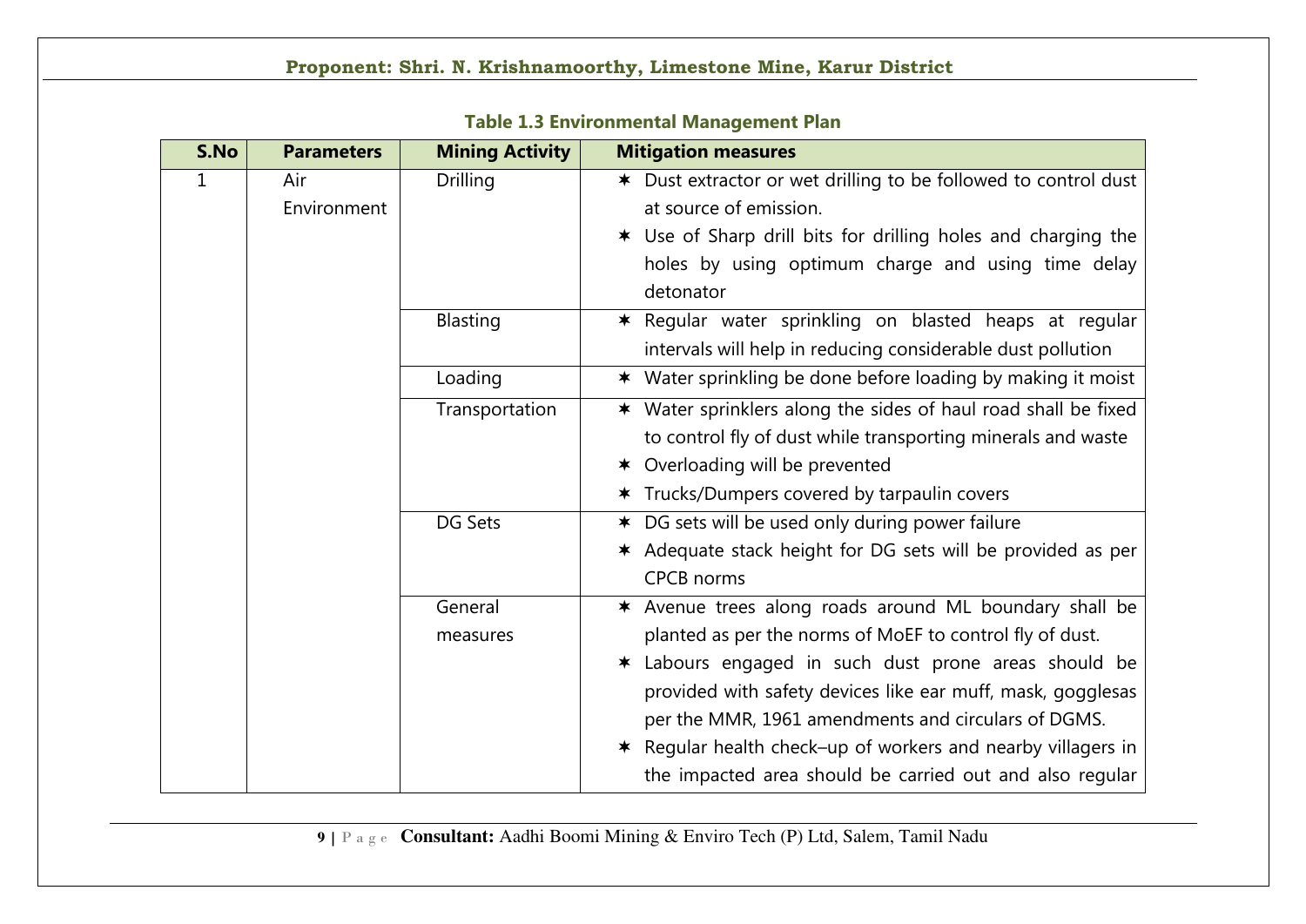**Table 1.3 Environmental Management Plan**

| S.No | Parameters | Mining Activity | Mitigation measures |
|---|---|---|---|
| 1 | Air Environment | Drilling | ✶ Dust extractor or wet drilling to be followed to control dust at source of emission.<br>✶ Use of Sharp drill bits for drilling holes and charging the holes by using optimum charge and using time delay detonator |
| | | Blasting | ✶ Regular water sprinkling on blasted heaps at regular intervals will help in reducing considerable dust pollution |
| | | Loading | ✶ Water sprinkling be done before loading by making it moist |
| | | Transportation | ✶ Water sprinklers along the sides of haul road shall be fixed to control fly of dust while transporting minerals and waste<br>✶ Overloading will be prevented<br>✶ Trucks/Dumpers covered by tarpaulin covers |
| | | DG Sets | ✶ DG sets will be used only during power failure<br>✶ Adequate stack height for DG sets will be provided as per CPCB norms |
| | | General measures | ✶ Avenue trees along roads around ML boundary shall be planted as per the norms of MoEF to control fly of dust.<br>✶ Labours engaged in such dust prone areas should be provided with safety devices like ear muff, mask, gogglesas per the MMR, 1961 amendments and circulars of DGMS.<br>✶ Regular health check–up of workers and nearby villagers in the impacted area should be carried out and also regular |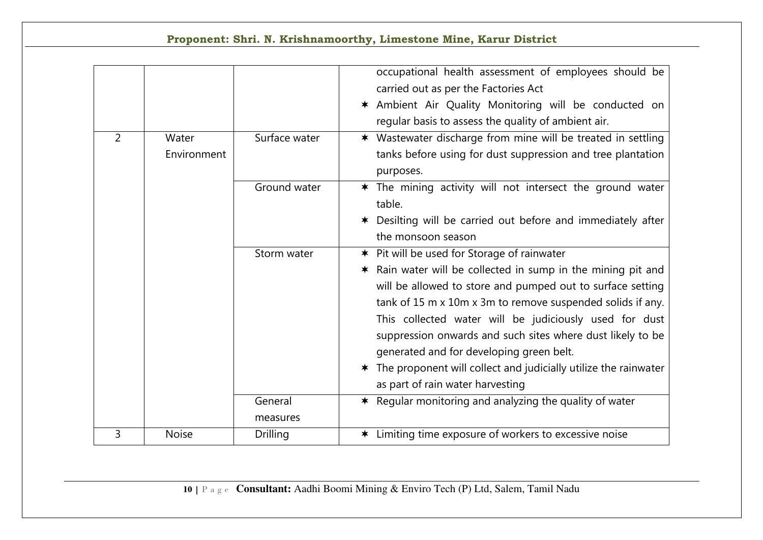| | | | |
|---|---|---|---|
| | | | occupational health assessment of employees should be carried out as per the Factories Act<br>✶ Ambient Air Quality Monitoring will be conducted on regular basis to assess the quality of ambient air. |
| 2 | Water Environment | Surface water | ✶ Wastewater discharge from mine will be treated in settling tanks before using for dust suppression and tree plantation purposes. |
| | | Ground water | ✶ The mining activity will not intersect the ground water table.<br>✶ Desilting will be carried out before and immediately after the monsoon season |
| | | Storm water | ✶ Pit will be used for Storage of rainwater<br>✶ Rain water will be collected in sump in the mining pit and will be allowed to store and pumped out to surface setting tank of 15 m x 10m x 3m to remove suspended solids if any. This collected water will be judiciously used for dust suppression onwards and such sites where dust likely to be generated and for developing green belt.<br>✶ The proponent will collect and judicially utilize the rainwater as part of rain water harvesting |
| | | General measures | ✶ Regular monitoring and analyzing the quality of water |
| 3 | Noise | Drilling | ✶ Limiting time exposure of workers to excessive noise |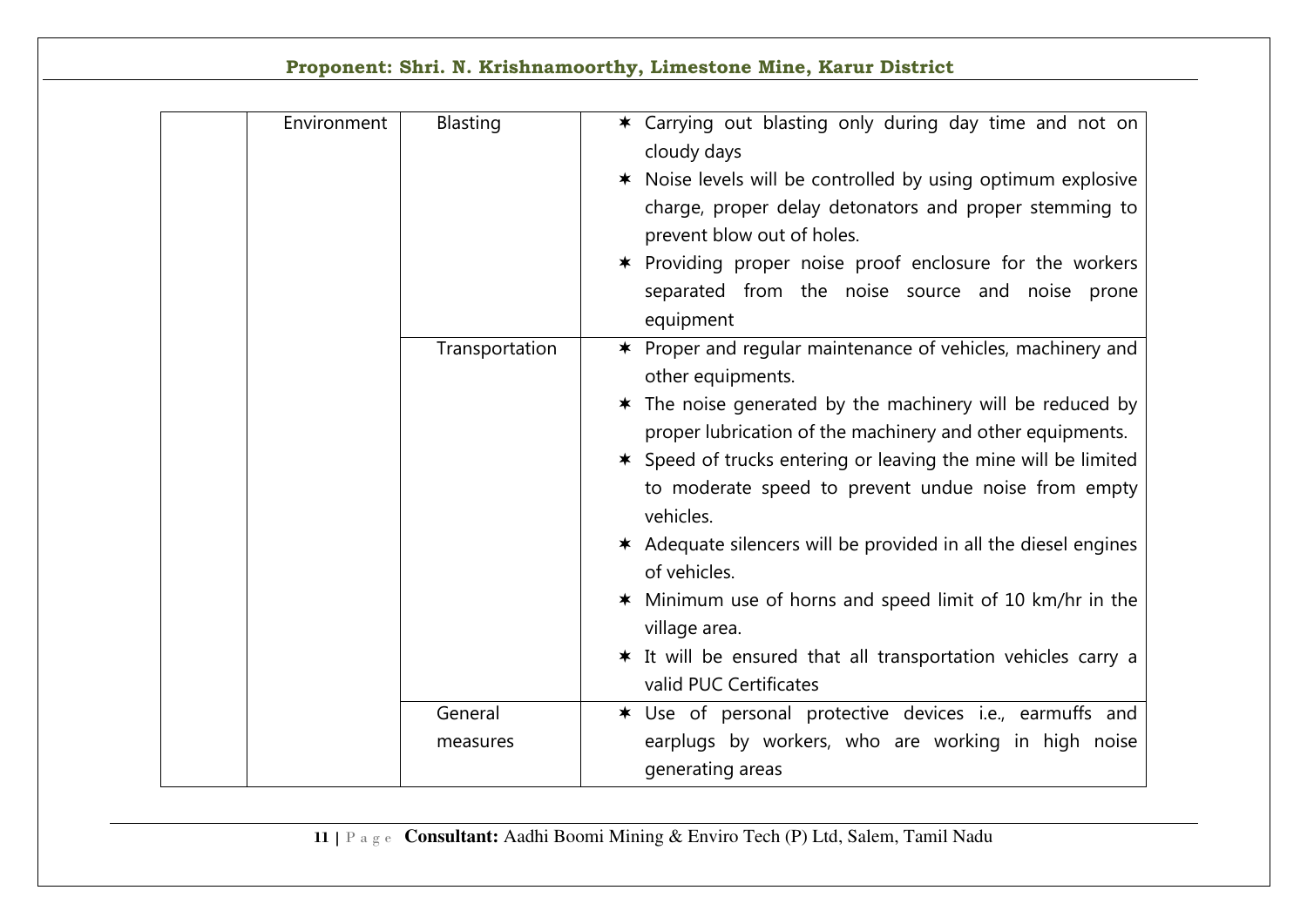| | | | |
|---|---|---|---|
| | Environment | Blasting | ✶ Carrying out blasting only during day time and not on cloudy days<br>✶ Noise levels will be controlled by using optimum explosive charge, proper delay detonators and proper stemming to prevent blow out of holes.<br>✶ Providing proper noise proof enclosure for the workers separated from the noise source and noise prone equipment |
| | | Transportation | ✶ Proper and regular maintenance of vehicles, machinery and other equipments.<br>✶ The noise generated by the machinery will be reduced by proper lubrication of the machinery and other equipments.<br>✶ Speed of trucks entering or leaving the mine will be limited to moderate speed to prevent undue noise from empty vehicles.<br>✶ Adequate silencers will be provided in all the diesel engines of vehicles.<br>✶ Minimum use of horns and speed limit of 10 km/hr in the village area.<br>✶ It will be ensured that all transportation vehicles carry a valid PUC Certificates |
| | | General measures | ✶ Use of personal protective devices i.e., earmuffs and earplugs by workers, who are working in high noise generating areas |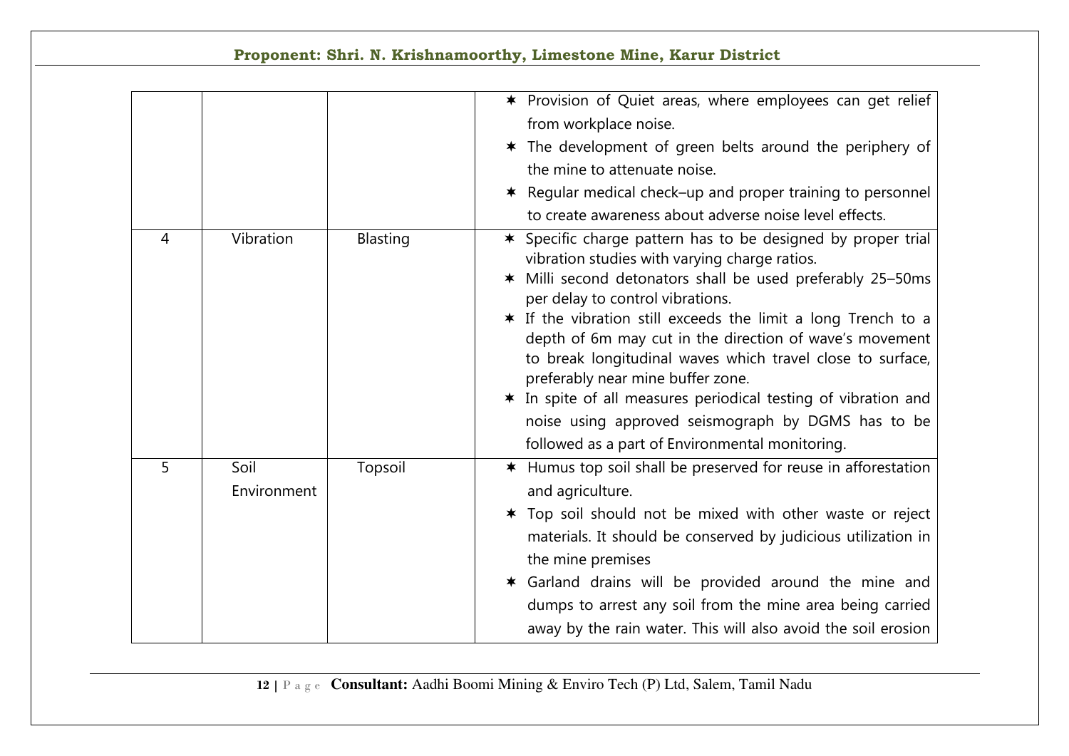| | | | |
|---|---|---|---|
| | | | ✶ Provision of Quiet areas, where employees can get relief from workplace noise.<br>✶ The development of green belts around the periphery of the mine to attenuate noise.<br>✶ Regular medical check–up and proper training to personnel to create awareness about adverse noise level effects. |
| 4 | Vibration | Blasting | ✶ Specific charge pattern has to be designed by proper trial vibration studies with varying charge ratios.<br>✶ Milli second detonators shall be used preferably 25–50ms per delay to control vibrations.<br>✶ If the vibration still exceeds the limit a long Trench to a depth of 6m may cut in the direction of wave's movement to break longitudinal waves which travel close to surface, preferably near mine buffer zone.<br>✶ In spite of all measures periodical testing of vibration and noise using approved seismograph by DGMS has to be followed as a part of Environmental monitoring. |
| 5 | Soil Environment | Topsoil | ✶ Humus top soil shall be preserved for reuse in afforestation and agriculture.<br>✶ Top soil should not be mixed with other waste or reject materials. It should be conserved by judicious utilization in the mine premises<br>✶ Garland drains will be provided around the mine and dumps to arrest any soil from the mine area being carried away by the rain water. This will also avoid the soil erosion |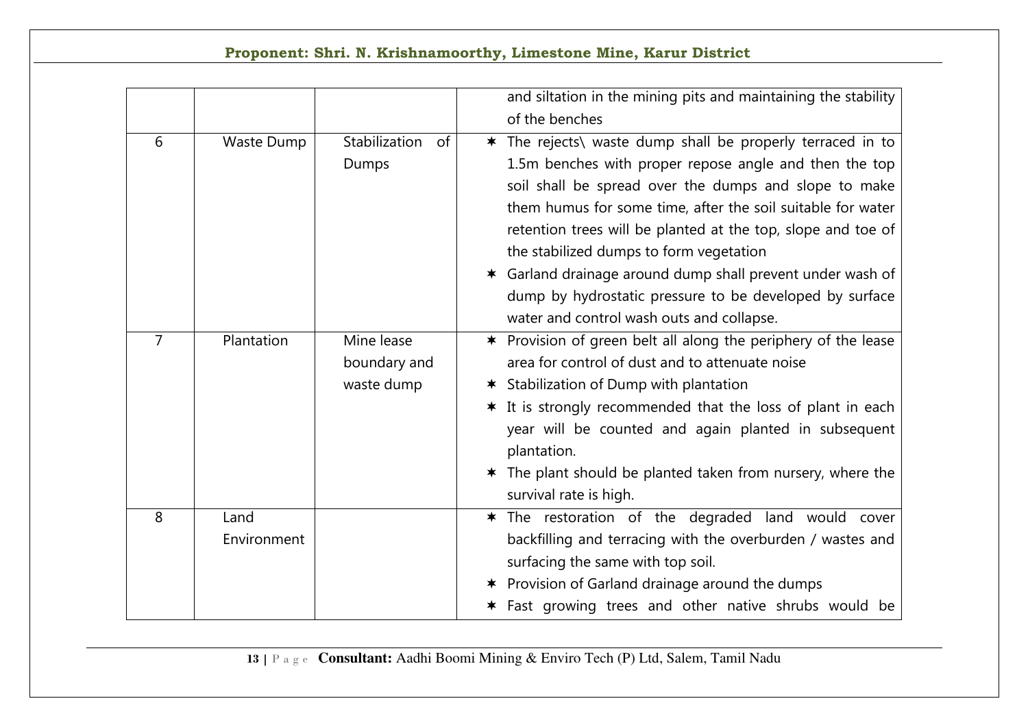| | | | |
|---|---|---|---|
| | | | and siltation in the mining pits and maintaining the stability of the benches |
| 6 | Waste Dump | Stabilization of Dumps | ✶ The rejects\ waste dump shall be properly terraced in to 1.5m benches with proper repose angle and then the top soil shall be spread over the dumps and slope to make them humus for some time, after the soil suitable for water retention trees will be planted at the top, slope and toe of the stabilized dumps to form vegetation<br>✶ Garland drainage around dump shall prevent under wash of dump by hydrostatic pressure to be developed by surface water and control wash outs and collapse. |
| 7 | Plantation | Mine lease boundary and waste dump | ✶ Provision of green belt all along the periphery of the lease area for control of dust and to attenuate noise<br>✶ Stabilization of Dump with plantation<br>✶ It is strongly recommended that the loss of plant in each year will be counted and again planted in subsequent plantation.<br>✶ The plant should be planted taken from nursery, where the survival rate is high. |
| 8 | Land Environment | | ✶ The restoration of the degraded land would cover backfilling and terracing with the overburden / wastes and surfacing the same with top soil.<br>✶ Provision of Garland drainage around the dumps<br>✶ Fast growing trees and other native shrubs would be |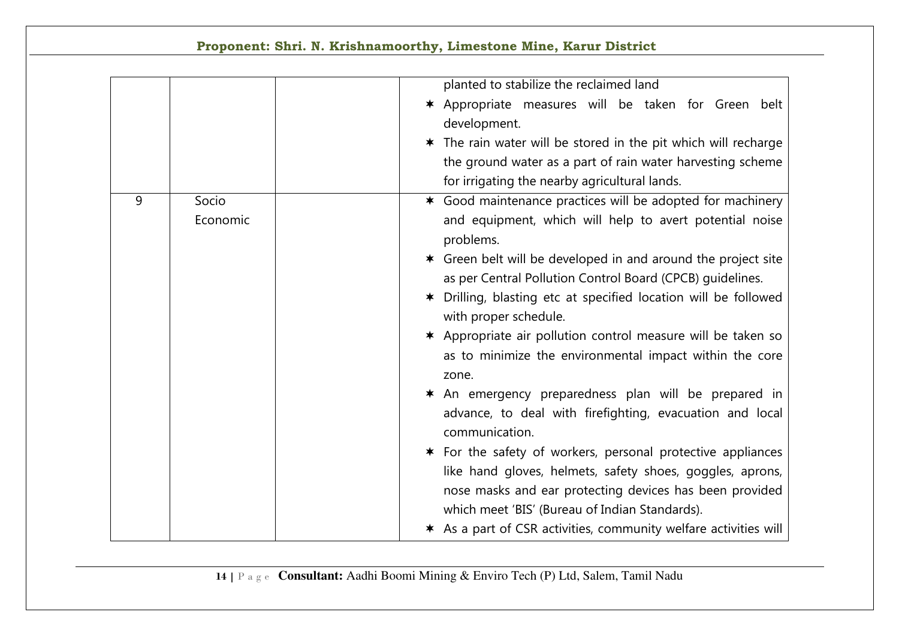| | | | |
|---|---|---|---|
| | | | planted to stabilize the reclaimed land<br>✶ Appropriate measures will be taken for Green belt development.<br>✶ The rain water will be stored in the pit which will recharge the ground water as a part of rain water harvesting scheme for irrigating the nearby agricultural lands. |
| 9 | Socio Economic | | ✶ Good maintenance practices will be adopted for machinery and equipment, which will help to avert potential noise problems.<br>✶ Green belt will be developed in and around the project site as per Central Pollution Control Board (CPCB) guidelines.<br>✶ Drilling, blasting etc at specified location will be followed with proper schedule.<br>✶ Appropriate air pollution control measure will be taken so as to minimize the environmental impact within the core zone.<br>✶ An emergency preparedness plan will be prepared in advance, to deal with firefighting, evacuation and local communication.<br>✶ For the safety of workers, personal protective appliances like hand gloves, helmets, safety shoes, goggles, aprons, nose masks and ear protecting devices has been provided which meet 'BIS' (Bureau of Indian Standards).<br>✶ As a part of CSR activities, community welfare activities will |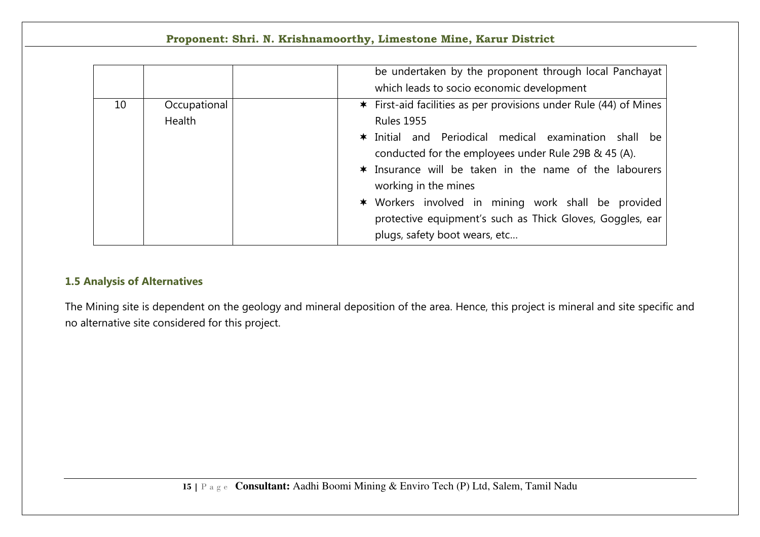| | | | |
|---|---|---|---|
| | | | be undertaken by the proponent through local Panchayat which leads to socio economic development |
| 10 | Occupational Health | | ✶ First-aid facilities as per provisions under Rule (44) of Mines Rules 1955<br>✶ Initial and Periodical medical examination shall be conducted for the employees under Rule 29B & 45 (A).<br>✶ Insurance will be taken in the name of the labourers working in the mines<br>✶ Workers involved in mining work shall be provided protective equipment's such as Thick Gloves, Goggles, ear plugs, safety boot wears, etc… |

### 1.5 Analysis of Alternatives

The Mining site is dependent on the geology and mineral deposition of the area. Hence, this project is mineral and site specific and no alternative site considered for this project.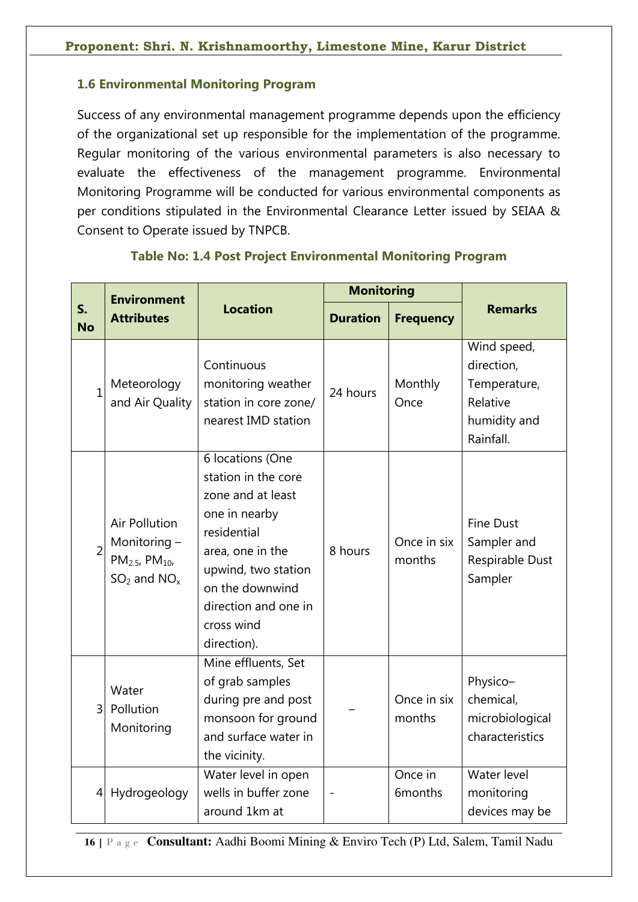### 1.6 Environmental Monitoring Program

Success of any environmental management programme depends upon the efficiency of the organizational set up responsible for the implementation of the programme. Regular monitoring of the various environmental parameters is also necessary to evaluate the effectiveness of the management programme. Environmental Monitoring Programme will be conducted for various environmental components as per conditions stipulated in the Environmental Clearance Letter issued by SEIAA & Consent to Operate issued by TNPCB.

**Table No: 1.4 Post Project Environmental Monitoring Program**

| S. No | Environment Attributes | Location | Monitoring | | Remarks |
|---|---|---|---|---|---|
| | | | Duration | Frequency | |
| 1 | Meteorology and Air Quality | Continuous monitoring weather station in core zone/ nearest IMD station | 24 hours | Monthly Once | Wind speed, direction, Temperature, Relative humidity and Rainfall. |
| 2 | Air Pollution Monitoring – $PM_{2.5}$, $PM_{10}$, $SO_2$ and $NO_x$ | 6 locations (One station in the core zone and at least one in nearby residential area, one in the upwind, two station on the downwind direction and one in cross wind direction). | 8 hours | Once in six months | Fine Dust Sampler and Respirable Dust Sampler |
| 3 | Water Pollution Monitoring | Mine effluents, Set of grab samples during pre and post monsoon for ground and surface water in the vicinity. | – | Once in six months | Physico–chemical, microbiological characteristics |
| 4 | Hydrogeology | Water level in open wells in buffer zone around 1km at | - | Once in 6months | Water level monitoring devices may be |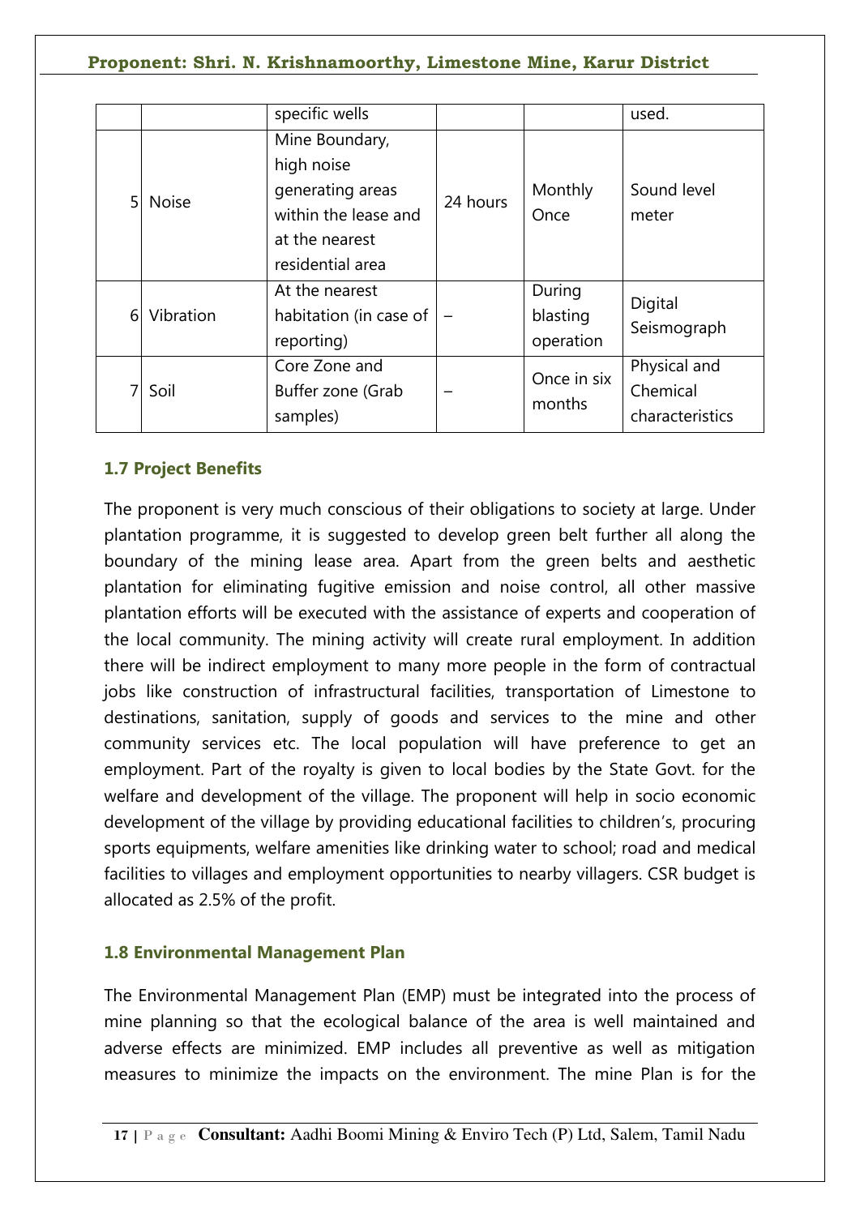| | | specific wells | | | used. |
|---|---|---|---|---|---|
| 5 | Noise | Mine Boundary, high noise generating areas within the lease and at the nearest residential area | 24 hours | Monthly Once | Sound level meter |
| 6 | Vibration | At the nearest habitation (in case of reporting) | – | During blasting operation | Digital Seismograph |
| 7 | Soil | Core Zone and Buffer zone (Grab samples) | – | Once in six months | Physical and Chemical characteristics |

### 1.7 Project Benefits

The proponent is very much conscious of their obligations to society at large. Under plantation programme, it is suggested to develop green belt further all along the boundary of the mining lease area. Apart from the green belts and aesthetic plantation for eliminating fugitive emission and noise control, all other massive plantation efforts will be executed with the assistance of experts and cooperation of the local community. The mining activity will create rural employment. In addition there will be indirect employment to many more people in the form of contractual jobs like construction of infrastructural facilities, transportation of Limestone to destinations, sanitation, supply of goods and services to the mine and other community services etc. The local population will have preference to get an employment. Part of the royalty is given to local bodies by the State Govt. for the welfare and development of the village. The proponent will help in socio economic development of the village by providing educational facilities to children's, procuring sports equipments, welfare amenities like drinking water to school; road and medical facilities to villages and employment opportunities to nearby villagers. CSR budget is allocated as 2.5% of the profit.

### 1.8 Environmental Management Plan

The Environmental Management Plan (EMP) must be integrated into the process of mine planning so that the ecological balance of the area is well maintained and adverse effects are minimized. EMP includes all preventive as well as mitigation measures to minimize the impacts on the environment. The mine Plan is for the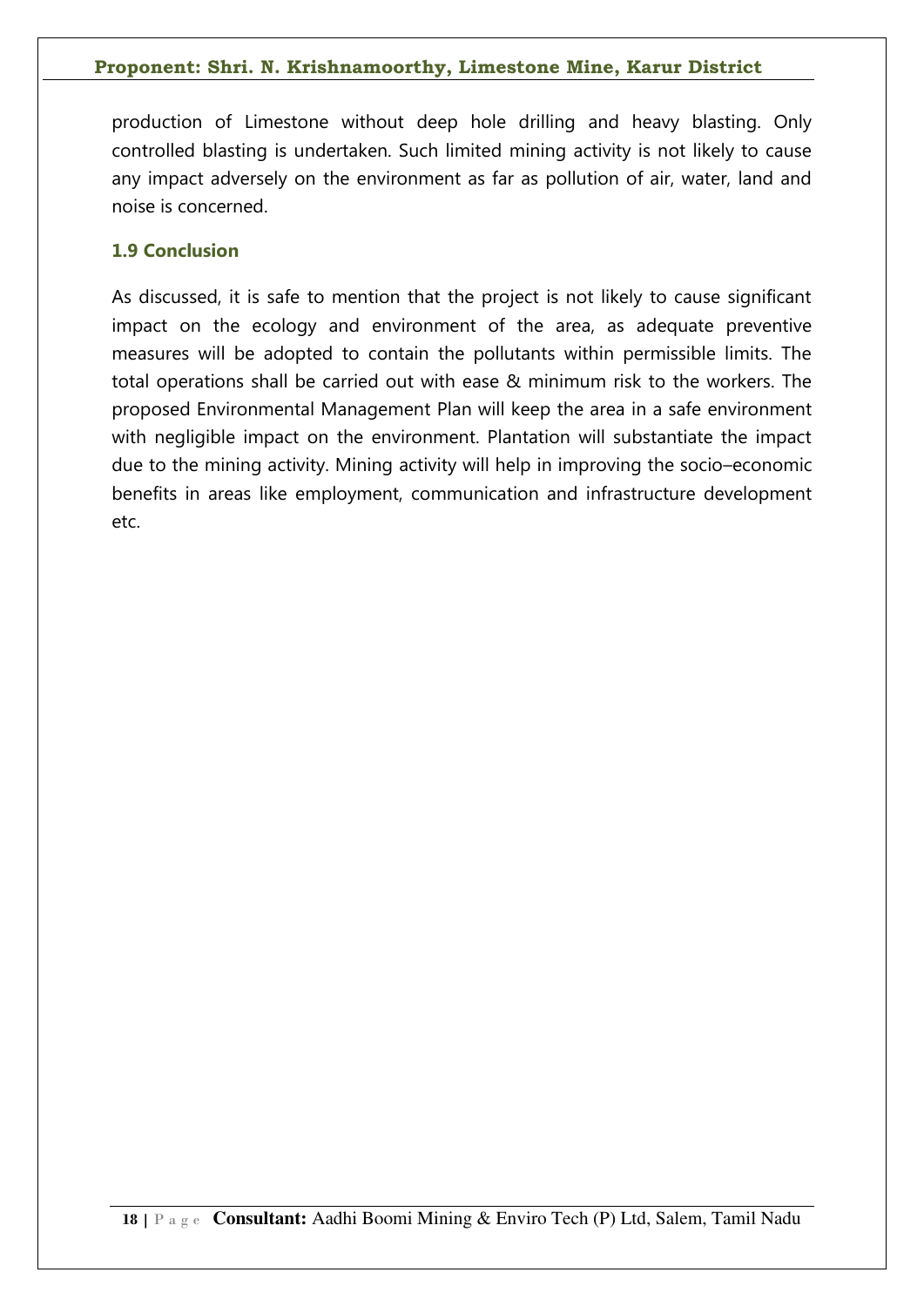production of Limestone without deep hole drilling and heavy blasting. Only controlled blasting is undertaken. Such limited mining activity is not likely to cause any impact adversely on the environment as far as pollution of air, water, land and noise is concerned.

### 1.9 Conclusion

As discussed, it is safe to mention that the project is not likely to cause significant impact on the ecology and environment of the area, as adequate preventive measures will be adopted to contain the pollutants within permissible limits. The total operations shall be carried out with ease & minimum risk to the workers. The proposed Environmental Management Plan will keep the area in a safe environment with negligible impact on the environment. Plantation will substantiate the impact due to the mining activity. Mining activity will help in improving the socio–economic benefits in areas like employment, communication and infrastructure development etc.